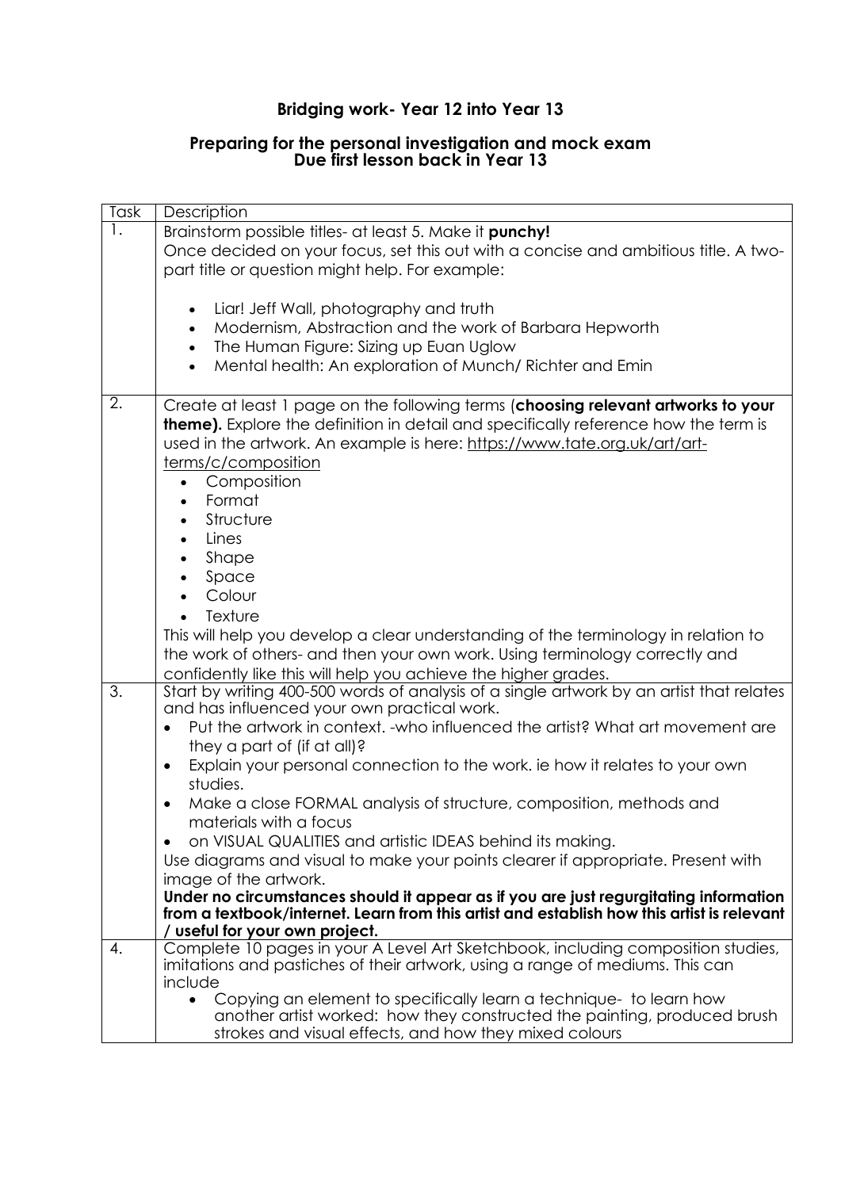# Bridging work- Year 12 into Year 13

## Preparing for the personal investigation and mock exam
## Due first lesson back in Year 13

| Task | Description |
|---|---|
| 1. | Brainstorm possible titles- at least 5. Make it **punchy!**<br>Once decided on your focus, set this out with a concise and ambitious title. A two-part title or question might help. For example:<br>• Liar! Jeff Wall, photography and truth<br>• Modernism, Abstraction and the work of Barbara Hepworth<br>• The Human Figure: Sizing up Euan Uglow<br>• Mental health: An exploration of Munch/ Richter and Emin |
| 2. | Create at least 1 page on the following terms (**choosing relevant artworks to your theme).** Explore the definition in detail and specifically reference how the term is used in the artwork. An example is here: https://www.tate.org.uk/art/art-terms/c/composition<br>• Composition<br>• Format<br>• Structure<br>• Lines<br>• Shape<br>• Space<br>• Colour<br>• Texture<br>This will help you develop a clear understanding of the terminology in relation to the work of others- and then your own work. Using terminology correctly and confidently like this will help you achieve the higher grades. |
| 3. | Start by writing 400-500 words of analysis of a single artwork by an artist that relates and has influenced your own practical work.<br>• Put the artwork in context. -who influenced the artist? What art movement are they a part of (if at all)?<br>• Explain your personal connection to the work. ie how it relates to your own studies.<br>• Make a close FORMAL analysis of structure, composition, methods and materials with a focus<br>• on VISUAL QUALITIES and artistic IDEAS behind its making.<br>Use diagrams and visual to make your points clearer if appropriate. Present with image of the artwork.<br>**Under no circumstances should it appear as if you are just regurgitating information from a textbook/internet. Learn from this artist and establish how this artist is relevant / useful for your own project.** |
| 4. | Complete 10 pages in your A Level Art Sketchbook, including composition studies, imitations and pastiches of their artwork, using a range of mediums. This can include<br>• Copying an element to specifically learn a technique- to learn how another artist worked: how they constructed the painting, produced brush strokes and visual effects, and how they mixed colours |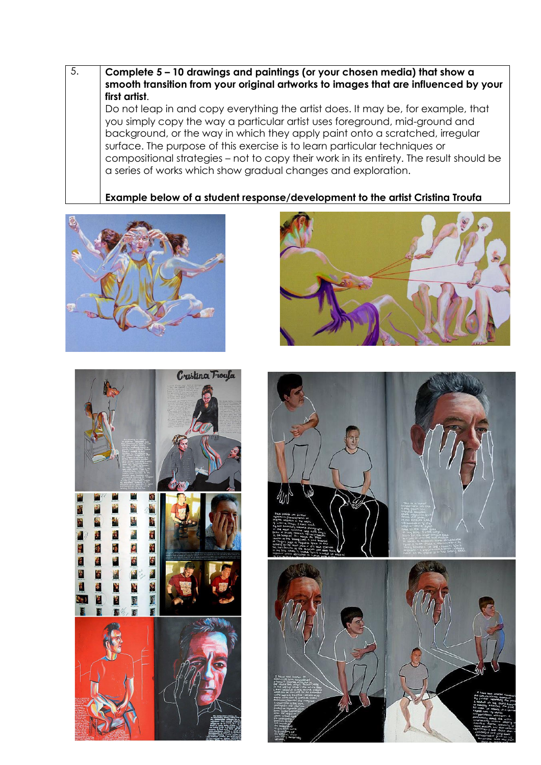| | |
|---|---|
| 5. | **Complete 5 – 10 drawings and paintings (or your chosen media) that show a smooth transition from your original artworks to images that are influenced by your first artist**.<br>Do not leap in and copy everything the artist does. It may be, for example, that you simply copy the way a particular artist uses foreground, mid-ground and background, or the way in which they apply paint onto a scratched, irregular surface. The purpose of this exercise is to learn particular techniques or compositional strategies – not to copy their work in its entirety. The result should be a series of works which show gradual changes and exploration.<br><br>**Example below of a student response/development to the artist Cristina Troufa** |